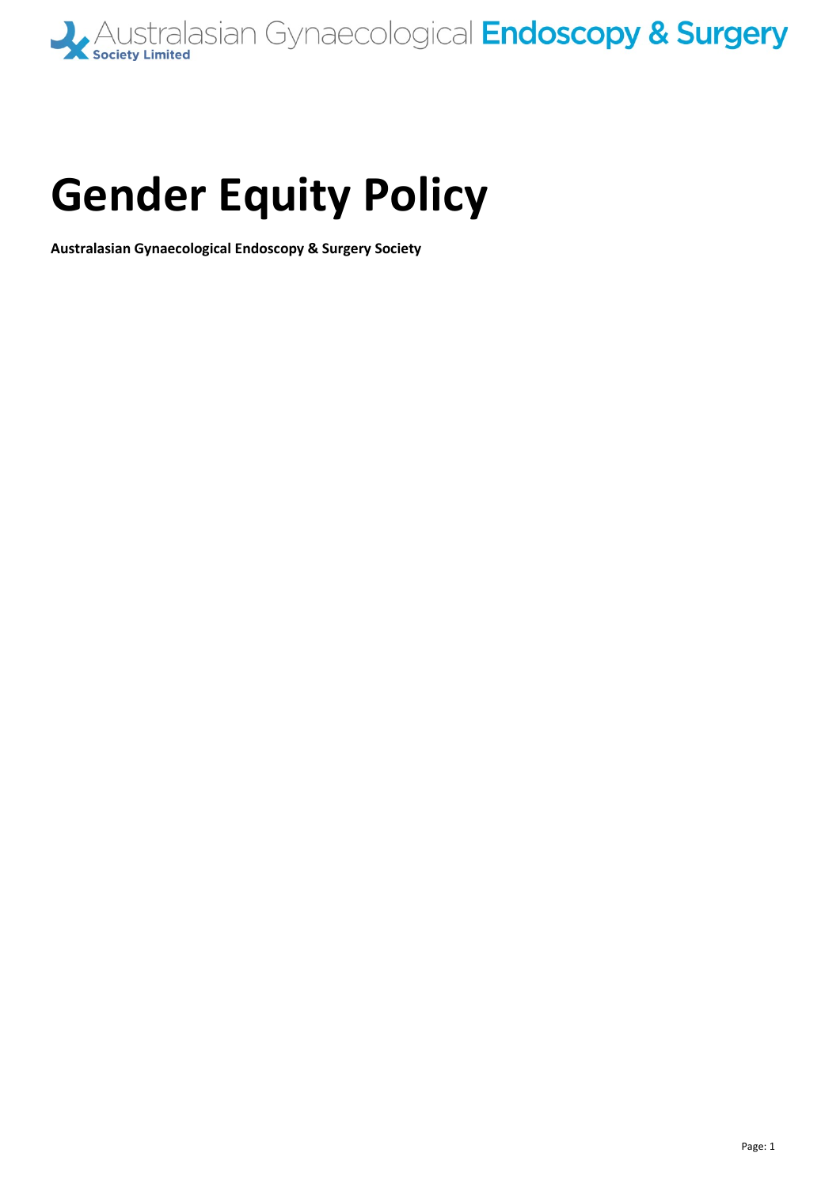Australasian Gynaecological Endoscopy & Surgery Society Limited

# Gender Equity Policy

**Australasian Gynaecological Endoscopy & Surgery Society**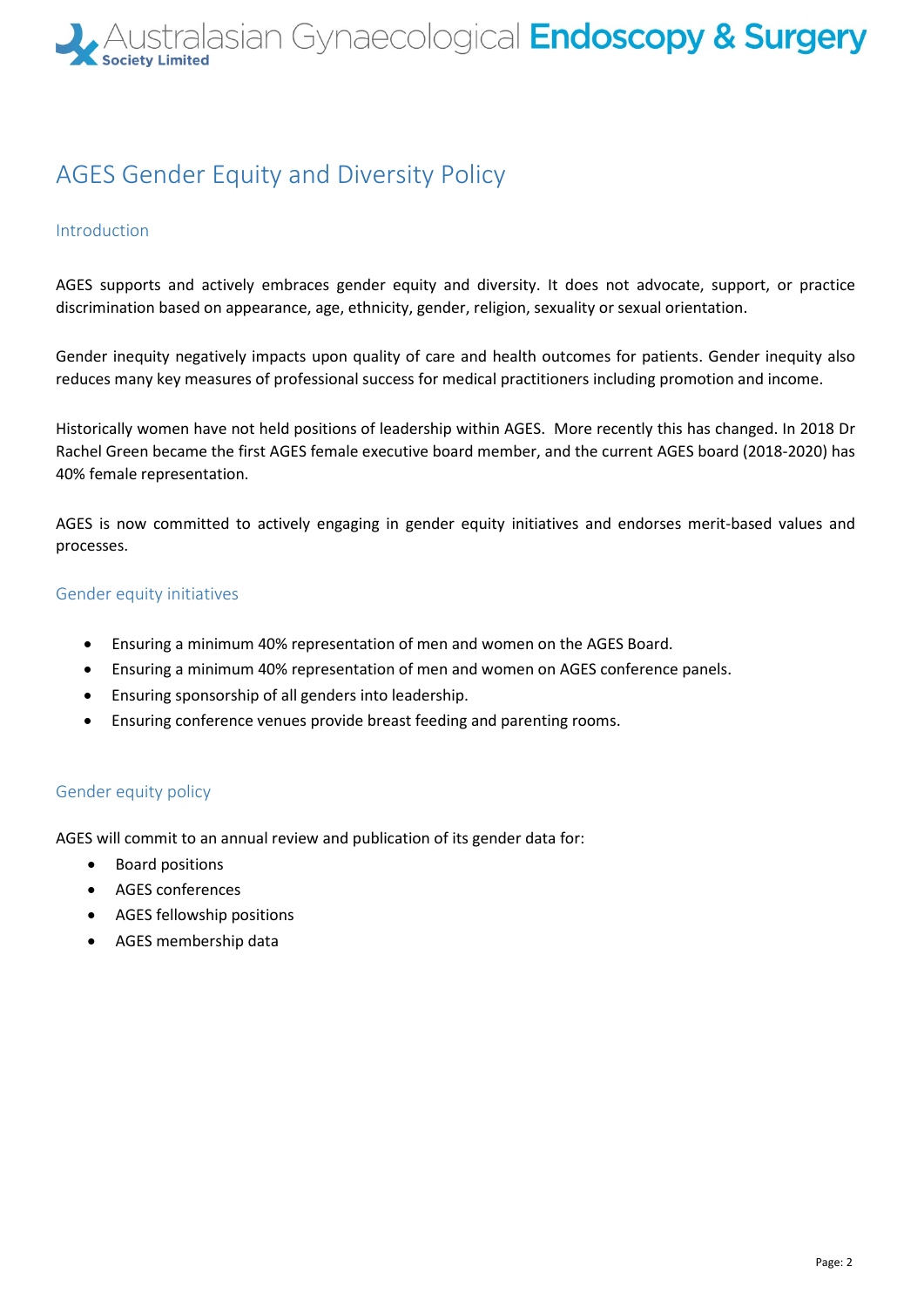# AGES Gender Equity and Diversity Policy

## Introduction

AGES supports and actively embraces gender equity and diversity. It does not advocate, support, or practice discrimination based on appearance, age, ethnicity, gender, religion, sexuality or sexual orientation.

Gender inequity negatively impacts upon quality of care and health outcomes for patients. Gender inequity also reduces many key measures of professional success for medical practitioners including promotion and income.

Historically women have not held positions of leadership within AGES. More recently this has changed. In 2018 Dr Rachel Green became the first AGES female executive board member, and the current AGES board (2018-2020) has 40% female representation.

AGES is now committed to actively engaging in gender equity initiatives and endorses merit-based values and processes.

## Gender equity initiatives

- Ensuring a minimum 40% representation of men and women on the AGES Board.
- Ensuring a minimum 40% representation of men and women on AGES conference panels.
- Ensuring sponsorship of all genders into leadership.
- Ensuring conference venues provide breast feeding and parenting rooms.

## Gender equity policy

AGES will commit to an annual review and publication of its gender data for:

- Board positions
- AGES conferences
- AGES fellowship positions
- AGES membership data